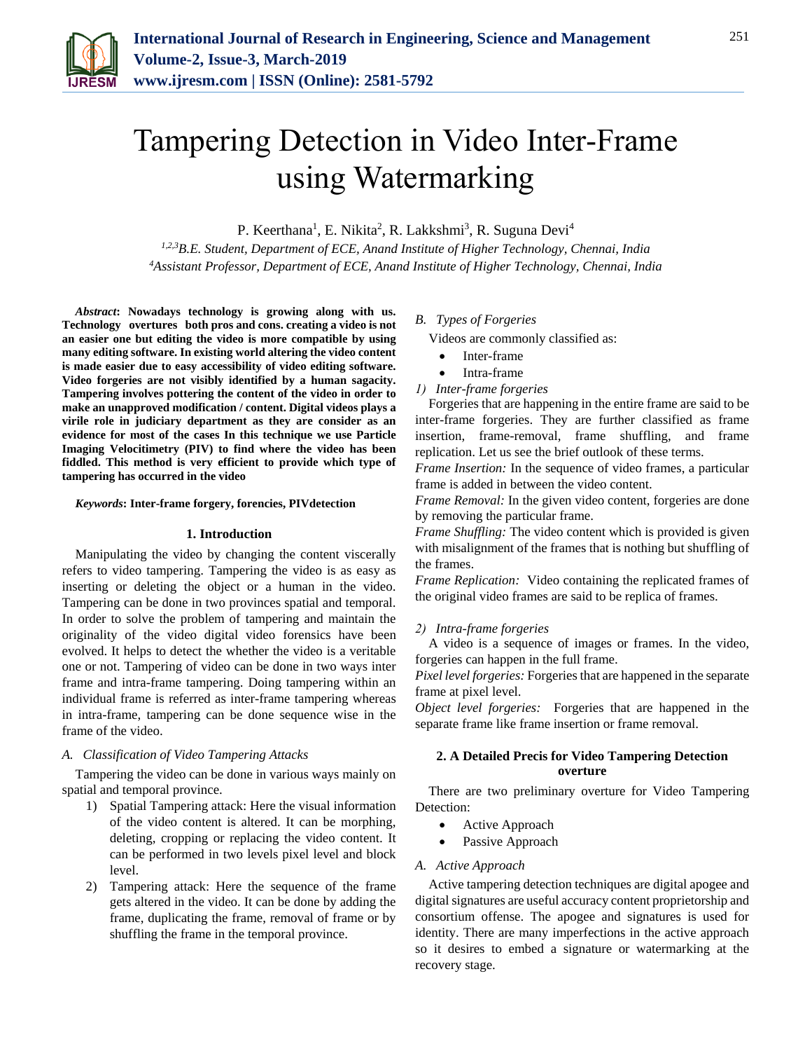# Tampering Detection in Video Inter-Frame using Watermarking

P. Keerthana[1], E. Nikita[2], R. Lakkshmi[3], R. Suguna Devi[4]

[1,2,3]*B.E. Student, Department of ECE, Anand Institute of Higher Technology, Chennai, India*
[4]*Assistant Professor, Department of ECE, Anand Institute of Higher Technology, Chennai, India*

***Abstract*: Nowadays technology is growing along with us. Technology overtures both pros and cons. creating a video is not an easier one but editing the video is more compatible by using many editing software. In existing world altering the video content is made easier due to easy accessibility of video editing software. Video forgeries are not visibly identified by a human sagacity. Tampering involves pottering the content of the video in order to make an unapproved modification / content. Digital videos plays a virile role in judiciary department as they are consider as an evidence for most of the cases In this technique we use Particle Imaging Velocitimetry (PIV) to find where the video has been fiddled. This method is very efficient to provide which type of tampering has occurred in the video**

***Keywords*: Inter-frame forgery, forencies, PIVdetection**

## 1. Introduction

Manipulating the video by changing the content viscerally refers to video tampering. Tampering the video is as easy as inserting or deleting the object or a human in the video. Tampering can be done in two provinces spatial and temporal. In order to solve the problem of tampering and maintain the originality of the video digital video forensics have been evolved. It helps to detect the whether the video is a veritable one or not. Tampering of video can be done in two ways inter frame and intra-frame tampering. Doing tampering within an individual frame is referred as inter-frame tampering whereas in intra-frame, tampering can be done sequence wise in the frame of the video.

### *A. Classification of Video Tampering Attacks*

Tampering the video can be done in various ways mainly on spatial and temporal province.

1) Spatial Tampering attack: Here the visual information of the video content is altered. It can be morphing, deleting, cropping or replacing the video content. It can be performed in two levels pixel level and block level.
2) Tampering attack: Here the sequence of the frame gets altered in the video. It can be done by adding the frame, duplicating the frame, removal of frame or by shuffling the frame in the temporal province.

### *B. Types of Forgeries*

Videos are commonly classified as:

- Inter-frame
- Intra-frame

#### *1) Inter-frame forgeries*

Forgeries that are happening in the entire frame are said to be inter-frame forgeries. They are further classified as frame insertion, frame-removal, frame shuffling, and frame replication. Let us see the brief outlook of these terms.

*Frame Insertion:* In the sequence of video frames, a particular frame is added in between the video content.

*Frame Removal:* In the given video content, forgeries are done by removing the particular frame.

*Frame Shuffling:* The video content which is provided is given with misalignment of the frames that is nothing but shuffling of the frames.

*Frame Replication:* Video containing the replicated frames of the original video frames are said to be replica of frames.

#### *2) Intra-frame forgeries*

A video is a sequence of images or frames. In the video, forgeries can happen in the full frame.

*Pixel level forgeries:* Forgeries that are happened in the separate frame at pixel level.

*Object level forgeries:* Forgeries that are happened in the separate frame like frame insertion or frame removal.

## 2. A Detailed Precis for Video Tampering Detection overture

There are two preliminary overture for Video Tampering Detection:

- Active Approach
- Passive Approach

### *A. Active Approach*

Active tampering detection techniques are digital apogee and digital signatures are useful accuracy content proprietorship and consortium offense. The apogee and signatures is used for identity. There are many imperfections in the active approach so it desires to embed a signature or watermarking at the recovery stage.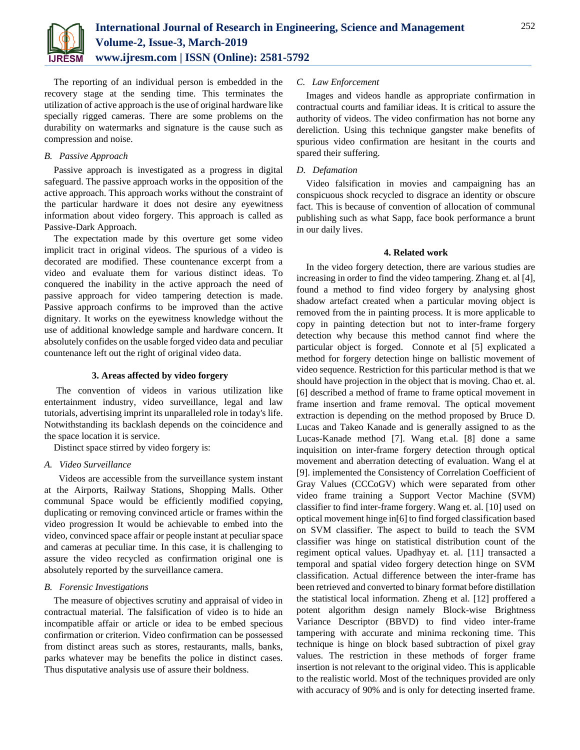The reporting of an individual person is embedded in the recovery stage at the sending time. This terminates the utilization of active approach is the use of original hardware like specially rigged cameras. There are some problems on the durability on watermarks and signature is the cause such as compression and noise.

### *B. Passive Approach*

Passive approach is investigated as a progress in digital safeguard. The passive approach works in the opposition of the active approach. This approach works without the constraint of the particular hardware it does not desire any eyewitness information about video forgery. This approach is called as Passive-Dark Approach.

The expectation made by this overture get some video implicit tract in original videos. The spurious of a video is decorated are modified. These countenance excerpt from a video and evaluate them for various distinct ideas. To conquered the inability in the active approach the need of passive approach for video tampering detection is made. Passive approach confirms to be improved than the active dignitary. It works on the eyewitness knowledge without the use of additional knowledge sample and hardware concern. It absolutely confides on the usable forged video data and peculiar countenance left out the right of original video data.

## 3. Areas affected by video forgery

The convention of videos in various utilization like entertainment industry, video surveillance, legal and law tutorials, advertising imprint its unparalleled role in today's life. Notwithstanding its backlash depends on the coincidence and the space location it is service.

Distinct space stirred by video forgery is:

### *A. Video Surveillance*

Videos are accessible from the surveillance system instant at the Airports, Railway Stations, Shopping Malls. Other communal Space would be efficiently modified copying, duplicating or removing convinced article or frames within the video progression It would be achievable to embed into the video, convinced space affair or people instant at peculiar space and cameras at peculiar time. In this case, it is challenging to assure the video recycled as confirmation original one is absolutely reported by the surveillance camera.

### *B. Forensic Investigations*

The measure of objectives scrutiny and appraisal of video in contractual material. The falsification of video is to hide an incompatible affair or article or idea to be embed specious confirmation or criterion. Video confirmation can be possessed from distinct areas such as stores, restaurants, malls, banks, parks whatever may be benefits the police in distinct cases. Thus disputative analysis use of assure their boldness.

### *C. Law Enforcement*

Images and videos handle as appropriate confirmation in contractual courts and familiar ideas. It is critical to assure the authority of videos. The video confirmation has not borne any dereliction. Using this technique gangster make benefits of spurious video confirmation are hesitant in the courts and spared their suffering.

### *D. Defamation*

Video falsification in movies and campaigning has an conspicuous shock recycled to disgrace an identity or obscure fact. This is because of convention of allocation of communal publishing such as what Sapp, face book performance a brunt in our daily lives.

## 4. Related work

In the video forgery detection, there are various studies are increasing in order to find the video tampering. Zhang et. al [4], found a method to find video forgery by analysing ghost shadow artefact created when a particular moving object is removed from the in painting process. It is more applicable to copy in painting detection but not to inter-frame forgery detection why because this method cannot find where the particular object is forged. Connote et al [5] explicated a method for forgery detection hinge on ballistic movement of video sequence. Restriction for this particular method is that we should have projection in the object that is moving. Chao et. al. [6] described a method of frame to frame optical movement in frame insertion and frame removal. The optical movement extraction is depending on the method proposed by Bruce D. Lucas and Takeo Kanade and is generally assigned to as the Lucas-Kanade method [7]. Wang et.al. [8] done a same inquisition on inter-frame forgery detection through optical movement and aberration detecting of evaluation. Wang el at [9]. implemented the Consistency of Correlation Coefficient of Gray Values (CCCoGV) which were separated from other video frame training a Support Vector Machine (SVM) classifier to find inter-frame forgery. Wang et. al. [10] used on optical movement hinge in[6] to find forged classification based on SVM classifier. The aspect to build to teach the SVM classifier was hinge on statistical distribution count of the regiment optical values. Upadhyay et. al. [11] transacted a temporal and spatial video forgery detection hinge on SVM classification. Actual difference between the inter-frame has been retrieved and converted to binary format before distillation the statistical local information. Zheng et al. [12] proffered a potent algorithm design namely Block-wise Brightness Variance Descriptor (BBVD) to find video inter-frame tampering with accurate and minima reckoning time. This technique is hinge on block based subtraction of pixel gray values. The restriction in these methods of forger frame insertion is not relevant to the original video. This is applicable to the realistic world. Most of the techniques provided are only with accuracy of 90% and is only for detecting inserted frame.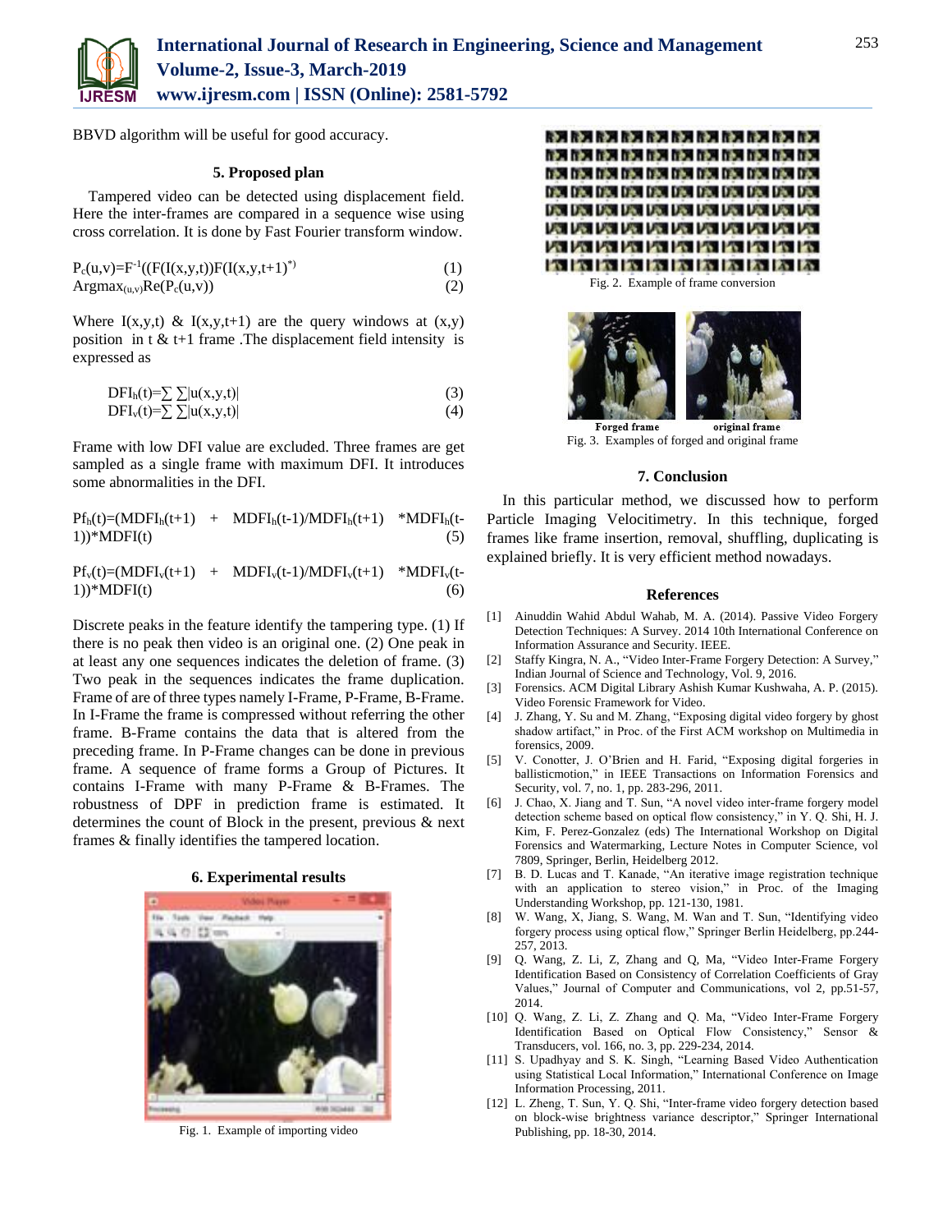BBVD algorithm will be useful for good accuracy.

## 5. Proposed plan

Tampered video can be detected using displacement field. Here the inter-frames are compared in a sequence wise using cross correlation. It is done by Fast Fourier transform window.

$$P_c(u,v)=F^{-1}((F(I(x,y,t))F(I(x,y,t+1)^{*})) \quad (1)$$

$$\text{Argmax}_{(u,v)}\text{Re}(P_c(u,v)) \quad (2)$$

Where $I(x,y,t)$ & $I(x,y,t+1)$ are the query windows at $(x,y)$ position in t & t+1 frame .The displacement field intensity is expressed as

$$DFI_h(t)=\sum\sum|u(x,y,t)| \quad (3)$$

$$DFI_v(t)=\sum\sum|u(x,y,t)| \quad (4)$$

Frame with low DFI value are excluded. Three frames are get sampled as a single frame with maximum DFI. It introduces some abnormalities in the DFI.

$$Pf_h(t)=(MDFI_h(t+1) + MDFI_h(t-1)/MDFI_h(t+1) *MDFI_h(t-1))*MDFI(t) \quad (5)$$

$$Pf_v(t)=(MDFI_v(t+1) + MDFI_v(t-1)/MDFI_v(t+1) *MDFI_v(t-1))*MDFI(t) \quad (6)$$

Discrete peaks in the feature identify the tampering type. (1) If there is no peak then video is an original one. (2) One peak in at least any one sequences indicates the deletion of frame. (3) Two peak in the sequences indicates the frame duplication. Frame of are of three types namely I-Frame, P-Frame, B-Frame. In I-Frame the frame is compressed without referring the other frame. B-Frame contains the data that is altered from the preceding frame. In P-Frame changes can be done in previous frame. A sequence of frame forms a Group of Pictures. It contains I-Frame with many P-Frame & B-Frames. The robustness of DPF in prediction frame is estimated. It determines the count of Block in the present, previous & next frames & finally identifies the tampered location.

## 6. Experimental results

Fig. 1. Example of importing video

Fig. 2. Example of frame conversion

Forged frame original frame

Fig. 3. Examples of forged and original frame

## 7. Conclusion

In this particular method, we discussed how to perform Particle Imaging Velocitimetry. In this technique, forged frames like frame insertion, removal, shuffling, duplicating is explained briefly. It is very efficient method nowadays.

## References

[1] Ainuddin Wahid Abdul Wahab, M. A. (2014). Passive Video Forgery Detection Techniques: A Survey. 2014 10th International Conference on Information Assurance and Security. IEEE.

[2] Staffy Kingra, N. A., "Video Inter-Frame Forgery Detection: A Survey," Indian Journal of Science and Technology, Vol. 9, 2016.

[3] Forensics. ACM Digital Library Ashish Kumar Kushwaha, A. P. (2015). Video Forensic Framework for Video.

[4] J. Zhang, Y. Su and M. Zhang, "Exposing digital video forgery by ghost shadow artifact," in Proc. of the First ACM workshop on Multimedia in forensics, 2009.

[5] V. Conotter, J. O'Brien and H. Farid, "Exposing digital forgeries in ballisticmotion," in IEEE Transactions on Information Forensics and Security, vol. 7, no. 1, pp. 283-296, 2011.

[6] J. Chao, X. Jiang and T. Sun, "A novel video inter-frame forgery model detection scheme based on optical flow consistency," in Y. Q. Shi, H. J. Kim, F. Perez-Gonzalez (eds) The International Workshop on Digital Forensics and Watermarking, Lecture Notes in Computer Science, vol 7809, Springer, Berlin, Heidelberg 2012.

[7] B. D. Lucas and T. Kanade, "An iterative image registration technique with an application to stereo vision," in Proc. of the Imaging Understanding Workshop, pp. 121-130, 1981.

[8] W. Wang, X, Jiang, S. Wang, M. Wan and T. Sun, "Identifying video forgery process using optical flow," Springer Berlin Heidelberg, pp.244-257, 2013.

[9] Q. Wang, Z. Li, Z, Zhang and Q, Ma, "Video Inter-Frame Forgery Identification Based on Consistency of Correlation Coefficients of Gray Values," Journal of Computer and Communications, vol 2, pp.51-57, 2014.

[10] Q. Wang, Z. Li, Z. Zhang and Q. Ma, "Video Inter-Frame Forgery Identification Based on Optical Flow Consistency," Sensor & Transducers, vol. 166, no. 3, pp. 229-234, 2014.

[11] S. Upadhyay and S. K. Singh, "Learning Based Video Authentication using Statistical Local Information," International Conference on Image Information Processing, 2011.

[12] L. Zheng, T. Sun, Y. Q. Shi, "Inter-frame video forgery detection based on block-wise brightness variance descriptor," Springer International Publishing, pp. 18-30, 2014.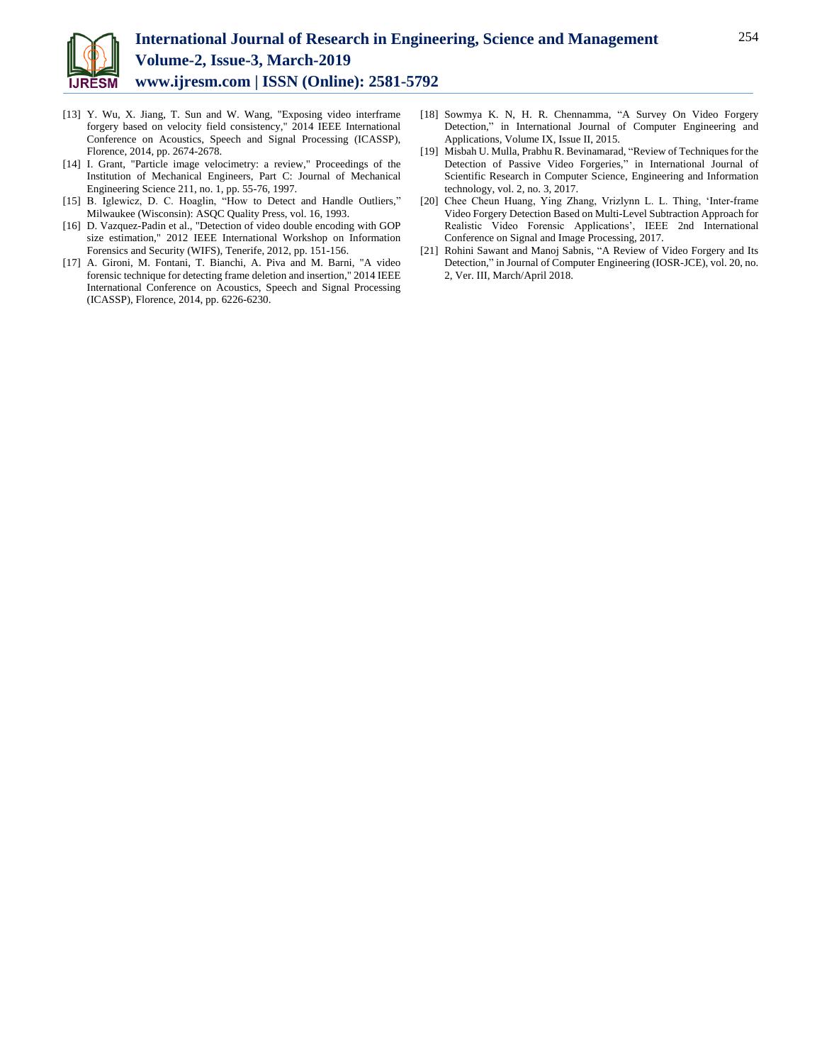[13] Y. Wu, X. Jiang, T. Sun and W. Wang, "Exposing video interframe forgery based on velocity field consistency," 2014 IEEE International Conference on Acoustics, Speech and Signal Processing (ICASSP), Florence, 2014, pp. 2674-2678.

[14] I. Grant, "Particle image velocimetry: a review," Proceedings of the Institution of Mechanical Engineers, Part C: Journal of Mechanical Engineering Science 211, no. 1, pp. 55-76, 1997.

[15] B. Iglewicz, D. C. Hoaglin, "How to Detect and Handle Outliers," Milwaukee (Wisconsin): ASQC Quality Press, vol. 16, 1993.

[16] D. Vazquez-Padin et al., "Detection of video double encoding with GOP size estimation," 2012 IEEE International Workshop on Information Forensics and Security (WIFS), Tenerife, 2012, pp. 151-156.

[17] A. Gironi, M. Fontani, T. Bianchi, A. Piva and M. Barni, "A video forensic technique for detecting frame deletion and insertion," 2014 IEEE International Conference on Acoustics, Speech and Signal Processing (ICASSP), Florence, 2014, pp. 6226-6230.

[18] Sowmya K. N, H. R. Chennamma, "A Survey On Video Forgery Detection," in International Journal of Computer Engineering and Applications, Volume IX, Issue II, 2015.

[19] Misbah U. Mulla, Prabhu R. Bevinamarad, "Review of Techniques for the Detection of Passive Video Forgeries," in International Journal of Scientific Research in Computer Science, Engineering and Information technology, vol. 2, no. 3, 2017.

[20] Chee Cheun Huang, Ying Zhang, Vrizlynn L. L. Thing, 'Inter-frame Video Forgery Detection Based on Multi-Level Subtraction Approach for Realistic Video Forensic Applications', IEEE 2nd International Conference on Signal and Image Processing, 2017.

[21] Rohini Sawant and Manoj Sabnis, "A Review of Video Forgery and Its Detection," in Journal of Computer Engineering (IOSR-JCE), vol. 20, no. 2, Ver. III, March/April 2018.